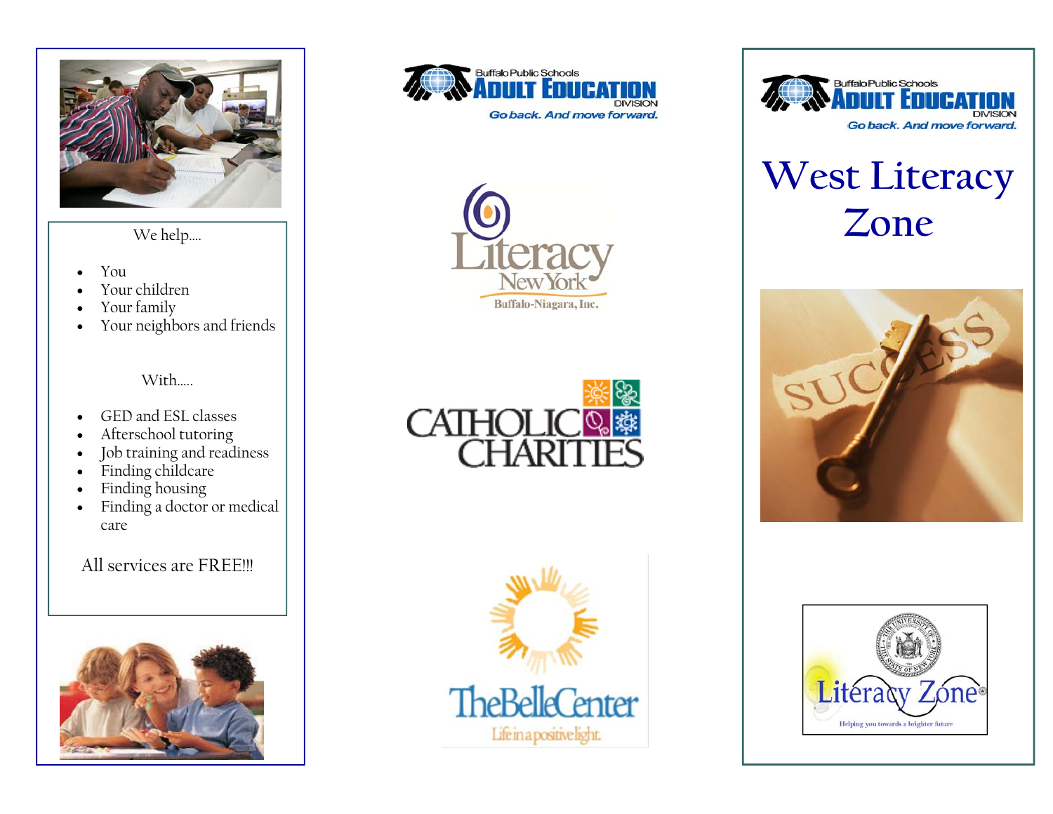We help....

- You
- Your children
- Your family
- Your neighbors and friends

With.....

- GED and ESL classes
- Afterschool tutoring
- Job training and readiness
- Finding childcare
- Finding housing
- Finding a doctor or medical care

All services are FREE!!!

Buffalo Public Schools
ADULT EDUCATION
DIVISION
Go back. And move forward.

Literacy New York
Buffalo-Niagara, Inc.

CATHOLIC CHARITIES

TheBelleCenter
Life in a positive light.

Buffalo Public Schools
ADULT EDUCATION
DIVISION
Go back. And move forward.

# West Literacy Zone

SUCCESS

Literacy Zone
Helping you towards a brighter future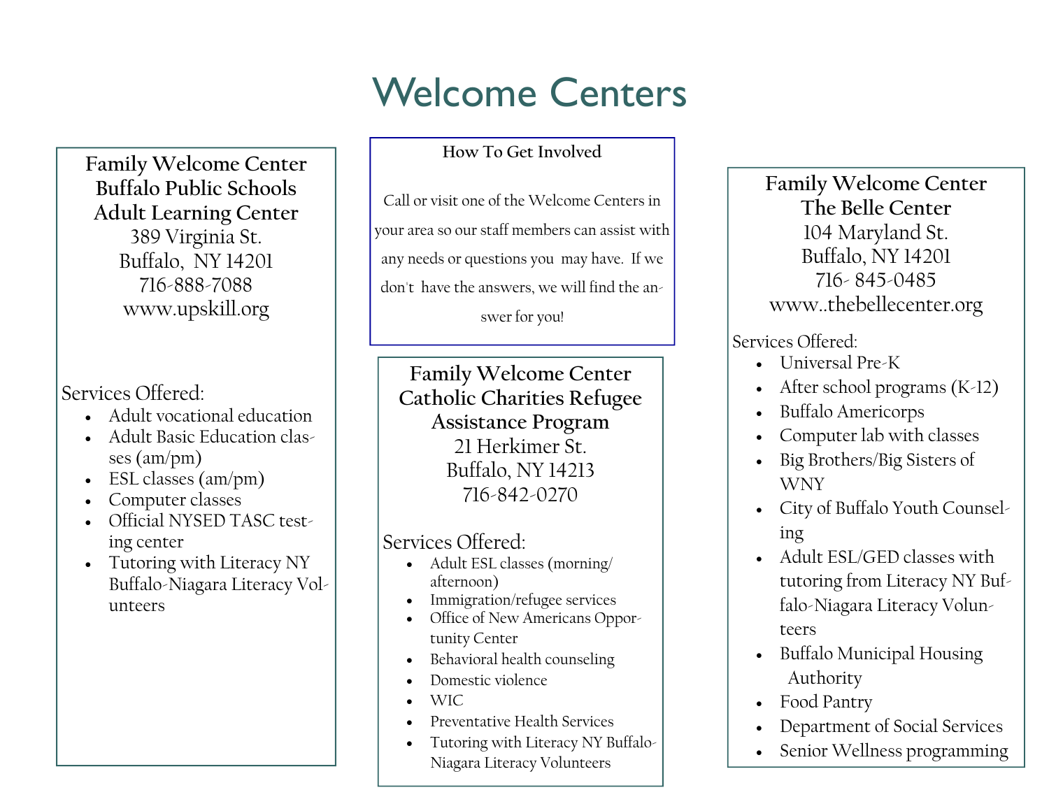# Welcome Centers

**Family Welcome Center**
**Buffalo Public Schools**
**Adult Learning Center**
389 Virginia St.
Buffalo, NY 14201
716-888-7088
www.upskill.org

Services Offered:

- Adult vocational education
- Adult Basic Education classes (am/pm)
- ESL classes (am/pm)
- Computer classes
- Official NYSED TASC testing center
- Tutoring with Literacy NY Buffalo-Niagara Literacy Volunteers

**How To Get Involved**

Call or visit one of the Welcome Centers in your area so our staff members can assist with any needs or questions you may have. If we don't have the answers, we will find the answer for you!

**Family Welcome Center**
**Catholic Charities Refugee Assistance Program**
21 Herkimer St.
Buffalo, NY 14213
716-842-0270

Services Offered:

- Adult ESL classes (morning/afternoon)
- Immigration/refugee services
- Office of New Americans Opportunity Center
- Behavioral health counseling
- Domestic violence
- WIC
- Preventative Health Services
- Tutoring with Literacy NY Buffalo-Niagara Literacy Volunteers

**Family Welcome Center**
**The Belle Center**
104 Maryland St.
Buffalo, NY 14201
716- 845-0485
www..thebellecenter.org

Services Offered:

- Universal Pre-K
- After school programs (K-12)
- Buffalo Americorps
- Computer lab with classes
- Big Brothers/Big Sisters of WNY
- City of Buffalo Youth Counseling
- Adult ESL/GED classes with tutoring from Literacy NY Buffalo-Niagara Literacy Volunteers
- Buffalo Municipal Housing Authority
- Food Pantry
- Department of Social Services
- Senior Wellness programming